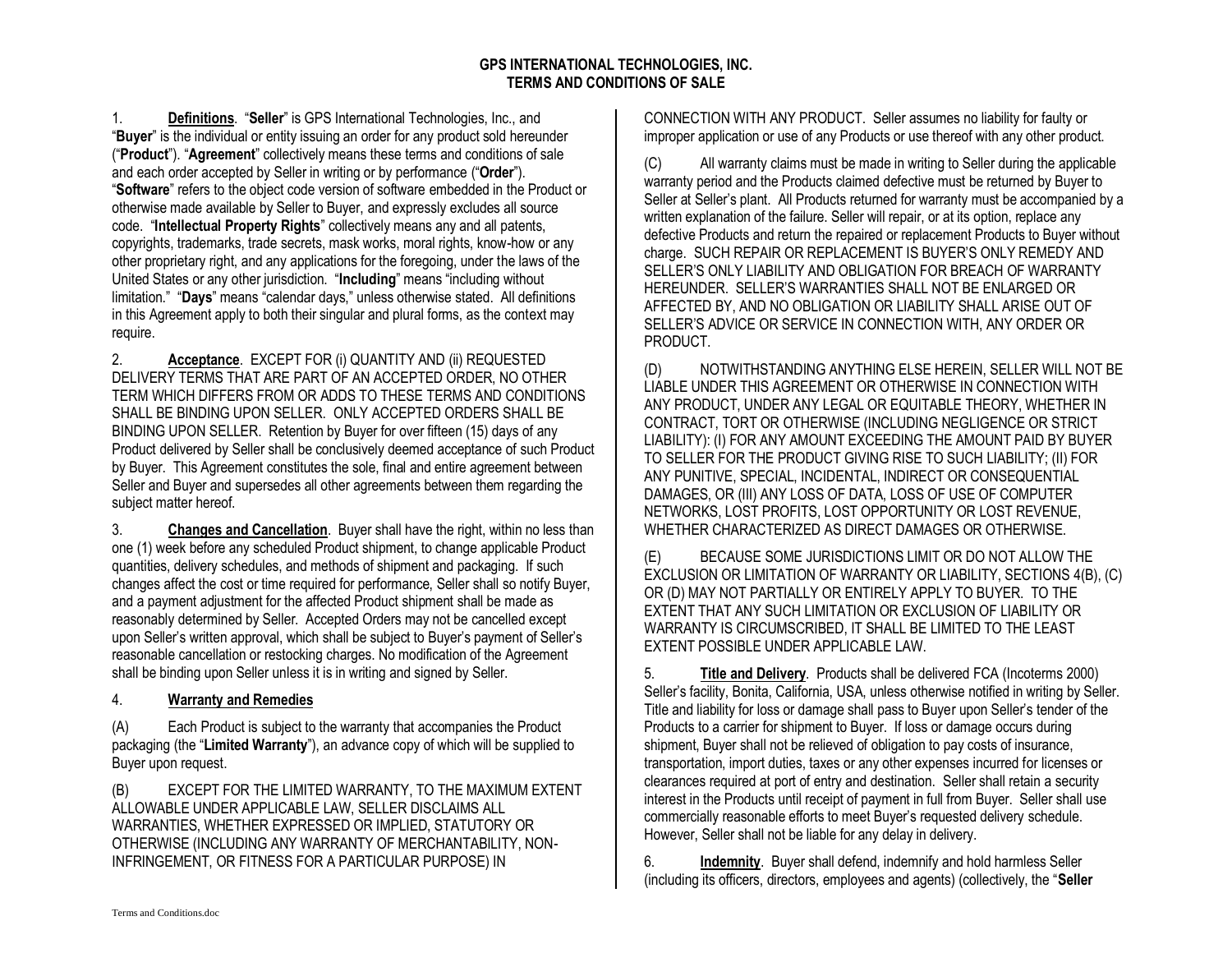# GPS INTERNATIONAL TECHNOLOGIES, INC.
## TERMS AND CONDITIONS OF SALE

1. **Definitions**. "**Seller**" is GPS International Technologies, Inc., and "**Buyer**" is the individual or entity issuing an order for any product sold hereunder ("**Product**"). "**Agreement**" collectively means these terms and conditions of sale and each order accepted by Seller in writing or by performance ("**Order**"). "**Software**" refers to the object code version of software embedded in the Product or otherwise made available by Seller to Buyer, and expressly excludes all source code. "**Intellectual Property Rights**" collectively means any and all patents, copyrights, trademarks, trade secrets, mask works, moral rights, know-how or any other proprietary right, and any applications for the foregoing, under the laws of the United States or any other jurisdiction. "**Including**" means "including without limitation." "**Days**" means "calendar days," unless otherwise stated. All definitions in this Agreement apply to both their singular and plural forms, as the context may require.

2. **Acceptance**. EXCEPT FOR (i) QUANTITY AND (ii) REQUESTED DELIVERY TERMS THAT ARE PART OF AN ACCEPTED ORDER, NO OTHER TERM WHICH DIFFERS FROM OR ADDS TO THESE TERMS AND CONDITIONS SHALL BE BINDING UPON SELLER. ONLY ACCEPTED ORDERS SHALL BE BINDING UPON SELLER. Retention by Buyer for over fifteen (15) days of any Product delivered by Seller shall be conclusively deemed acceptance of such Product by Buyer. This Agreement constitutes the sole, final and entire agreement between Seller and Buyer and supersedes all other agreements between them regarding the subject matter hereof.

3. **Changes and Cancellation**. Buyer shall have the right, within no less than one (1) week before any scheduled Product shipment, to change applicable Product quantities, delivery schedules, and methods of shipment and packaging. If such changes affect the cost or time required for performance, Seller shall so notify Buyer, and a payment adjustment for the affected Product shipment shall be made as reasonably determined by Seller. Accepted Orders may not be cancelled except upon Seller's written approval, which shall be subject to Buyer's payment of Seller's reasonable cancellation or restocking charges. No modification of the Agreement shall be binding upon Seller unless it is in writing and signed by Seller.

4. **Warranty and Remedies**

(A) Each Product is subject to the warranty that accompanies the Product packaging (the "**Limited Warranty**"), an advance copy of which will be supplied to Buyer upon request.

(B) EXCEPT FOR THE LIMITED WARRANTY, TO THE MAXIMUM EXTENT ALLOWABLE UNDER APPLICABLE LAW, SELLER DISCLAIMS ALL WARRANTIES, WHETHER EXPRESSED OR IMPLIED, STATUTORY OR OTHERWISE (INCLUDING ANY WARRANTY OF MERCHANTABILITY, NON-INFRINGEMENT, OR FITNESS FOR A PARTICULAR PURPOSE) IN CONNECTION WITH ANY PRODUCT. Seller assumes no liability for faulty or improper application or use of any Products or use thereof with any other product.

(C) All warranty claims must be made in writing to Seller during the applicable warranty period and the Products claimed defective must be returned by Buyer to Seller at Seller's plant. All Products returned for warranty must be accompanied by a written explanation of the failure. Seller will repair, or at its option, replace any defective Products and return the repaired or replacement Products to Buyer without charge. SUCH REPAIR OR REPLACEMENT IS BUYER'S ONLY REMEDY AND SELLER'S ONLY LIABILITY AND OBLIGATION FOR BREACH OF WARRANTY HEREUNDER. SELLER'S WARRANTIES SHALL NOT BE ENLARGED OR AFFECTED BY, AND NO OBLIGATION OR LIABILITY SHALL ARISE OUT OF SELLER'S ADVICE OR SERVICE IN CONNECTION WITH, ANY ORDER OR PRODUCT.

(D) NOTWITHSTANDING ANYTHING ELSE HEREIN, SELLER WILL NOT BE LIABLE UNDER THIS AGREEMENT OR OTHERWISE IN CONNECTION WITH ANY PRODUCT, UNDER ANY LEGAL OR EQUITABLE THEORY, WHETHER IN CONTRACT, TORT OR OTHERWISE (INCLUDING NEGLIGENCE OR STRICT LIABILITY): (I) FOR ANY AMOUNT EXCEEDING THE AMOUNT PAID BY BUYER TO SELLER FOR THE PRODUCT GIVING RISE TO SUCH LIABILITY; (II) FOR ANY PUNITIVE, SPECIAL, INCIDENTAL, INDIRECT OR CONSEQUENTIAL DAMAGES, OR (III) ANY LOSS OF DATA, LOSS OF USE OF COMPUTER NETWORKS, LOST PROFITS, LOST OPPORTUNITY OR LOST REVENUE, WHETHER CHARACTERIZED AS DIRECT DAMAGES OR OTHERWISE.

(E) BECAUSE SOME JURISDICTIONS LIMIT OR DO NOT ALLOW THE EXCLUSION OR LIMITATION OF WARRANTY OR LIABILITY, SECTIONS 4(B), (C) OR (D) MAY NOT PARTIALLY OR ENTIRELY APPLY TO BUYER. TO THE EXTENT THAT ANY SUCH LIMITATION OR EXCLUSION OF LIABILITY OR WARRANTY IS CIRCUMSCRIBED, IT SHALL BE LIMITED TO THE LEAST EXTENT POSSIBLE UNDER APPLICABLE LAW.

5. **Title and Delivery**. Products shall be delivered FCA (Incoterms 2000) Seller's facility, Bonita, California, USA, unless otherwise notified in writing by Seller. Title and liability for loss or damage shall pass to Buyer upon Seller's tender of the Products to a carrier for shipment to Buyer. If loss or damage occurs during shipment, Buyer shall not be relieved of obligation to pay costs of insurance, transportation, import duties, taxes or any other expenses incurred for licenses or clearances required at port of entry and destination. Seller shall retain a security interest in the Products until receipt of payment in full from Buyer. Seller shall use commercially reasonable efforts to meet Buyer's requested delivery schedule. However, Seller shall not be liable for any delay in delivery.

6. **Indemnity**. Buyer shall defend, indemnify and hold harmless Seller (including its officers, directors, employees and agents) (collectively, the "**Seller**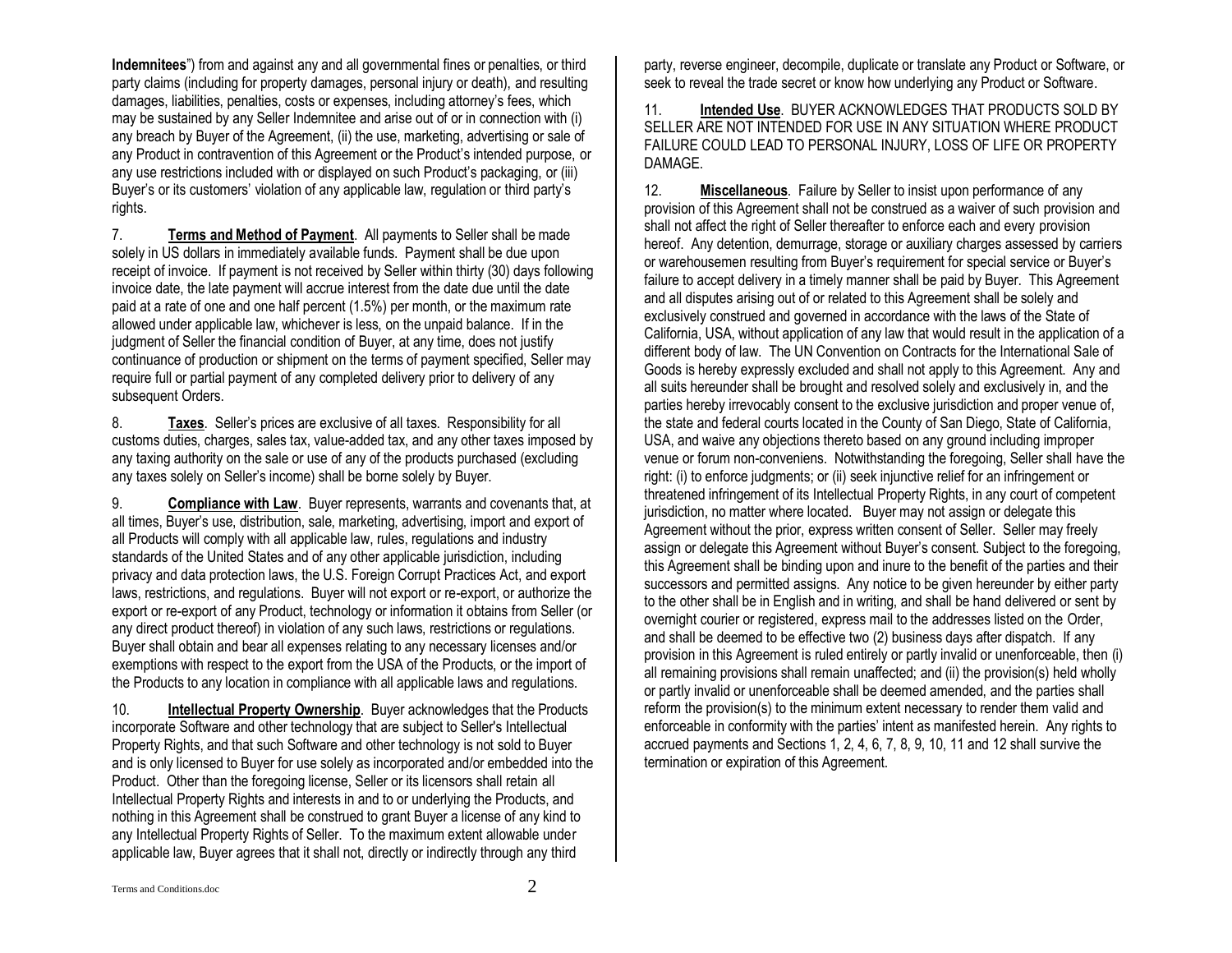**Indemnitees**") from and against any and all governmental fines or penalties, or third party claims (including for property damages, personal injury or death), and resulting damages, liabilities, penalties, costs or expenses, including attorney's fees, which may be sustained by any Seller Indemnitee and arise out of or in connection with (i) any breach by Buyer of the Agreement, (ii) the use, marketing, advertising or sale of any Product in contravention of this Agreement or the Product's intended purpose, or any use restrictions included with or displayed on such Product's packaging, or (iii) Buyer's or its customers' violation of any applicable law, regulation or third party's rights.

7. **Terms and Method of Payment**. All payments to Seller shall be made solely in US dollars in immediately available funds. Payment shall be due upon receipt of invoice. If payment is not received by Seller within thirty (30) days following invoice date, the late payment will accrue interest from the date due until the date paid at a rate of one and one half percent (1.5%) per month, or the maximum rate allowed under applicable law, whichever is less, on the unpaid balance. If in the judgment of Seller the financial condition of Buyer, at any time, does not justify continuance of production or shipment on the terms of payment specified, Seller may require full or partial payment of any completed delivery prior to delivery of any subsequent Orders.

8. **Taxes**. Seller's prices are exclusive of all taxes. Responsibility for all customs duties, charges, sales tax, value-added tax, and any other taxes imposed by any taxing authority on the sale or use of any of the products purchased (excluding any taxes solely on Seller's income) shall be borne solely by Buyer.

9. **Compliance with Law**. Buyer represents, warrants and covenants that, at all times, Buyer's use, distribution, sale, marketing, advertising, import and export of all Products will comply with all applicable law, rules, regulations and industry standards of the United States and of any other applicable jurisdiction, including privacy and data protection laws, the U.S. Foreign Corrupt Practices Act, and export laws, restrictions, and regulations. Buyer will not export or re-export, or authorize the export or re-export of any Product, technology or information it obtains from Seller (or any direct product thereof) in violation of any such laws, restrictions or regulations. Buyer shall obtain and bear all expenses relating to any necessary licenses and/or exemptions with respect to the export from the USA of the Products, or the import of the Products to any location in compliance with all applicable laws and regulations.

10. **Intellectual Property Ownership**. Buyer acknowledges that the Products incorporate Software and other technology that are subject to Seller's Intellectual Property Rights, and that such Software and other technology is not sold to Buyer and is only licensed to Buyer for use solely as incorporated and/or embedded into the Product. Other than the foregoing license, Seller or its licensors shall retain all Intellectual Property Rights and interests in and to or underlying the Products, and nothing in this Agreement shall be construed to grant Buyer a license of any kind to any Intellectual Property Rights of Seller. To the maximum extent allowable under applicable law, Buyer agrees that it shall not, directly or indirectly through any third party, reverse engineer, decompile, duplicate or translate any Product or Software, or seek to reveal the trade secret or know how underlying any Product or Software.

11. **Intended Use**. BUYER ACKNOWLEDGES THAT PRODUCTS SOLD BY SELLER ARE NOT INTENDED FOR USE IN ANY SITUATION WHERE PRODUCT FAILURE COULD LEAD TO PERSONAL INJURY, LOSS OF LIFE OR PROPERTY DAMAGE.

12. **Miscellaneous**. Failure by Seller to insist upon performance of any provision of this Agreement shall not be construed as a waiver of such provision and shall not affect the right of Seller thereafter to enforce each and every provision hereof. Any detention, demurrage, storage or auxiliary charges assessed by carriers or warehousemen resulting from Buyer's requirement for special service or Buyer's failure to accept delivery in a timely manner shall be paid by Buyer. This Agreement and all disputes arising out of or related to this Agreement shall be solely and exclusively construed and governed in accordance with the laws of the State of California, USA, without application of any law that would result in the application of a different body of law. The UN Convention on Contracts for the International Sale of Goods is hereby expressly excluded and shall not apply to this Agreement. Any and all suits hereunder shall be brought and resolved solely and exclusively in, and the parties hereby irrevocably consent to the exclusive jurisdiction and proper venue of, the state and federal courts located in the County of San Diego, State of California, USA, and waive any objections thereto based on any ground including improper venue or forum non-conveniens. Notwithstanding the foregoing, Seller shall have the right: (i) to enforce judgments; or (ii) seek injunctive relief for an infringement or threatened infringement of its Intellectual Property Rights, in any court of competent jurisdiction, no matter where located. Buyer may not assign or delegate this Agreement without the prior, express written consent of Seller. Seller may freely assign or delegate this Agreement without Buyer's consent. Subject to the foregoing, this Agreement shall be binding upon and inure to the benefit of the parties and their successors and permitted assigns. Any notice to be given hereunder by either party to the other shall be in English and in writing, and shall be hand delivered or sent by overnight courier or registered, express mail to the addresses listed on the Order, and shall be deemed to be effective two (2) business days after dispatch. If any provision in this Agreement is ruled entirely or partly invalid or unenforceable, then (i) all remaining provisions shall remain unaffected; and (ii) the provision(s) held wholly or partly invalid or unenforceable shall be deemed amended, and the parties shall reform the provision(s) to the minimum extent necessary to render them valid and enforceable in conformity with the parties' intent as manifested herein. Any rights to accrued payments and Sections 1, 2, 4, 6, 7, 8, 9, 10, 11 and 12 shall survive the termination or expiration of this Agreement.